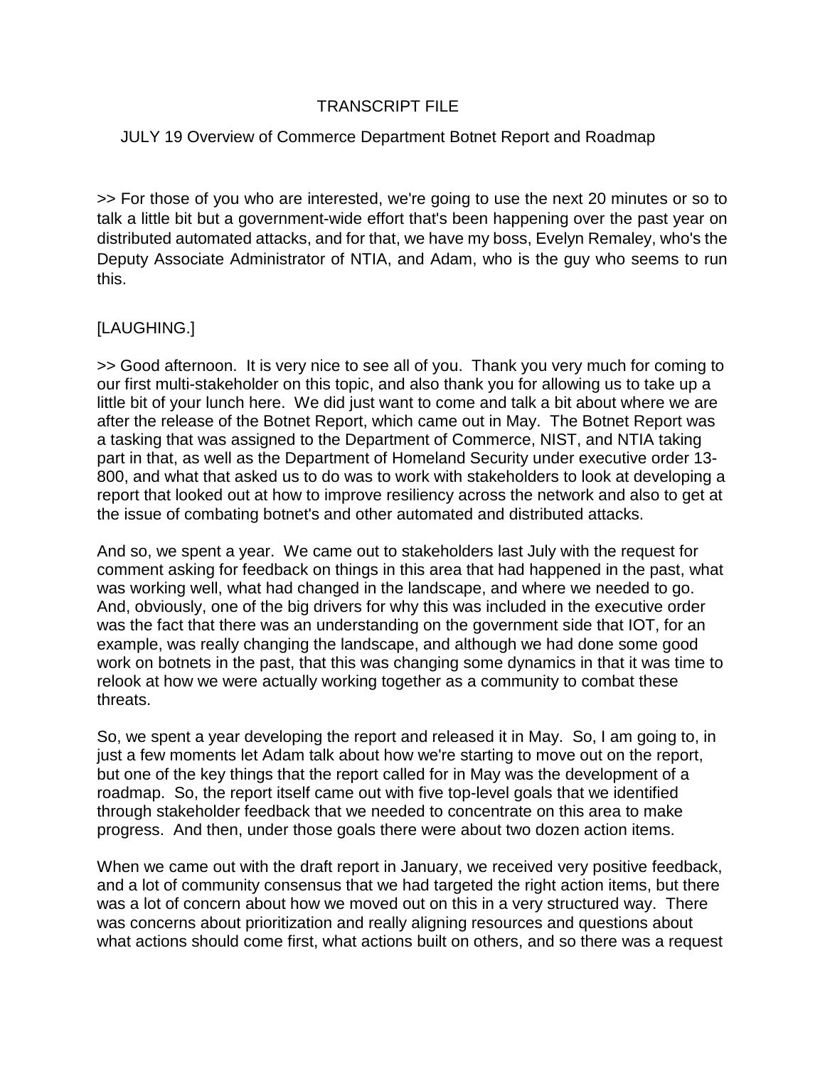# TRANSCRIPT FILE

## JULY 19 Overview of Commerce Department Botnet Report and Roadmap

>> For those of you who are interested, we're going to use the next 20 minutes or so to talk a little bit but a government-wide effort that's been happening over the past year on distributed automated attacks, and for that, we have my boss, Evelyn Remaley, who's the Deputy Associate Administrator of NTIA, and Adam, who is the guy who seems to run this.

[LAUGHING.]

>> Good afternoon. It is very nice to see all of you. Thank you very much for coming to our first multi-stakeholder on this topic, and also thank you for allowing us to take up a little bit of your lunch here. We did just want to come and talk a bit about where we are after the release of the Botnet Report, which came out in May. The Botnet Report was a tasking that was assigned to the Department of Commerce, NIST, and NTIA taking part in that, as well as the Department of Homeland Security under executive order 13-800, and what that asked us to do was to work with stakeholders to look at developing a report that looked out at how to improve resiliency across the network and also to get at the issue of combating botnet's and other automated and distributed attacks.

And so, we spent a year. We came out to stakeholders last July with the request for comment asking for feedback on things in this area that had happened in the past, what was working well, what had changed in the landscape, and where we needed to go. And, obviously, one of the big drivers for why this was included in the executive order was the fact that there was an understanding on the government side that IOT, for an example, was really changing the landscape, and although we had done some good work on botnets in the past, that this was changing some dynamics in that it was time to relook at how we were actually working together as a community to combat these threats.

So, we spent a year developing the report and released it in May. So, I am going to, in just a few moments let Adam talk about how we're starting to move out on the report, but one of the key things that the report called for in May was the development of a roadmap. So, the report itself came out with five top-level goals that we identified through stakeholder feedback that we needed to concentrate on this area to make progress. And then, under those goals there were about two dozen action items.

When we came out with the draft report in January, we received very positive feedback, and a lot of community consensus that we had targeted the right action items, but there was a lot of concern about how we moved out on this in a very structured way. There was concerns about prioritization and really aligning resources and questions about what actions should come first, what actions built on others, and so there was a request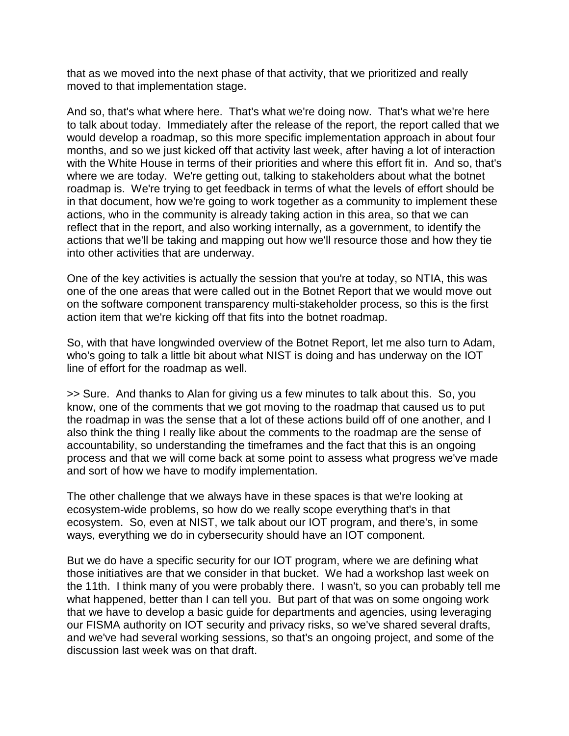that as we moved into the next phase of that activity, that we prioritized and really moved to that implementation stage.

And so, that's what where here. That's what we're doing now. That's what we're here to talk about today. Immediately after the release of the report, the report called that we would develop a roadmap, so this more specific implementation approach in about four months, and so we just kicked off that activity last week, after having a lot of interaction with the White House in terms of their priorities and where this effort fit in. And so, that's where we are today. We're getting out, talking to stakeholders about what the botnet roadmap is. We're trying to get feedback in terms of what the levels of effort should be in that document, how we're going to work together as a community to implement these actions, who in the community is already taking action in this area, so that we can reflect that in the report, and also working internally, as a government, to identify the actions that we'll be taking and mapping out how we'll resource those and how they tie into other activities that are underway.

One of the key activities is actually the session that you're at today, so NTIA, this was one of the one areas that were called out in the Botnet Report that we would move out on the software component transparency multi-stakeholder process, so this is the first action item that we're kicking off that fits into the botnet roadmap.

So, with that have longwinded overview of the Botnet Report, let me also turn to Adam, who's going to talk a little bit about what NIST is doing and has underway on the IOT line of effort for the roadmap as well.

>> Sure. And thanks to Alan for giving us a few minutes to talk about this. So, you know, one of the comments that we got moving to the roadmap that caused us to put the roadmap in was the sense that a lot of these actions build off of one another, and I also think the thing I really like about the comments to the roadmap are the sense of accountability, so understanding the timeframes and the fact that this is an ongoing process and that we will come back at some point to assess what progress we've made and sort of how we have to modify implementation.

The other challenge that we always have in these spaces is that we're looking at ecosystem-wide problems, so how do we really scope everything that's in that ecosystem. So, even at NIST, we talk about our IOT program, and there's, in some ways, everything we do in cybersecurity should have an IOT component.

But we do have a specific security for our IOT program, where we are defining what those initiatives are that we consider in that bucket. We had a workshop last week on the 11th. I think many of you were probably there. I wasn't, so you can probably tell me what happened, better than I can tell you. But part of that was on some ongoing work that we have to develop a basic guide for departments and agencies, using leveraging our FISMA authority on IOT security and privacy risks, so we've shared several drafts, and we've had several working sessions, so that's an ongoing project, and some of the discussion last week was on that draft.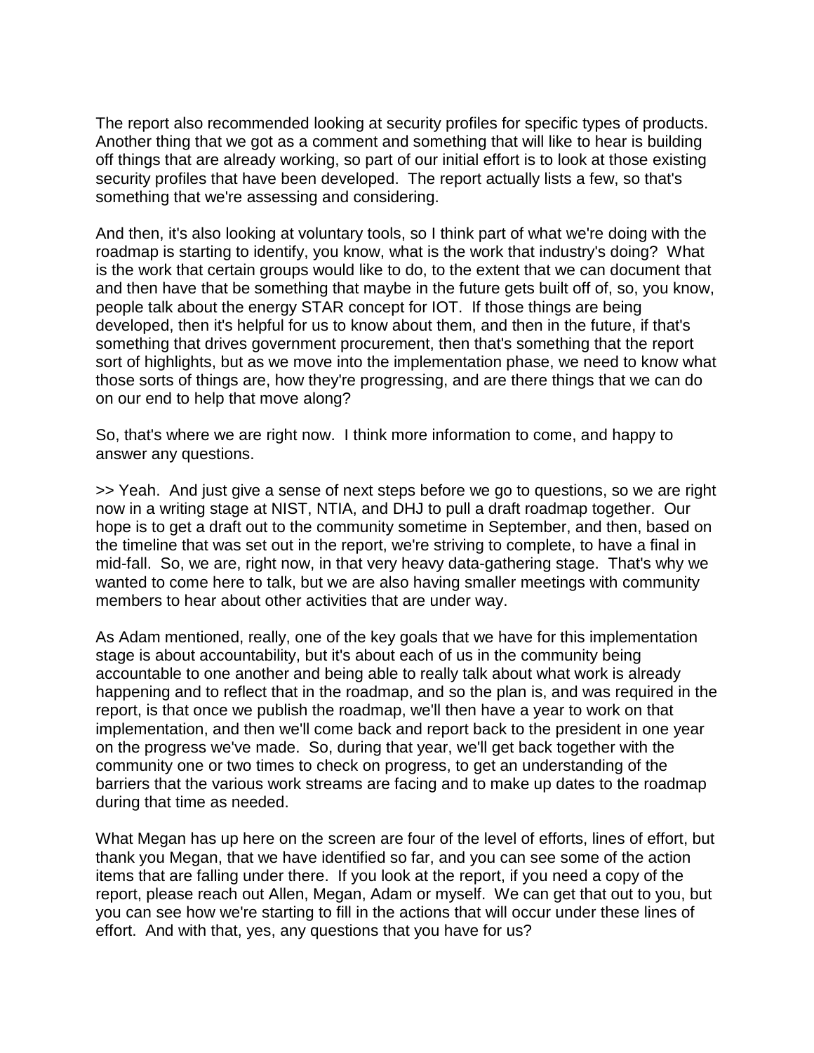The report also recommended looking at security profiles for specific types of products. Another thing that we got as a comment and something that will like to hear is building off things that are already working, so part of our initial effort is to look at those existing security profiles that have been developed. The report actually lists a few, so that's something that we're assessing and considering.

And then, it's also looking at voluntary tools, so I think part of what we're doing with the roadmap is starting to identify, you know, what is the work that industry's doing? What is the work that certain groups would like to do, to the extent that we can document that and then have that be something that maybe in the future gets built off of, so, you know, people talk about the energy STAR concept for IOT. If those things are being developed, then it's helpful for us to know about them, and then in the future, if that's something that drives government procurement, then that's something that the report sort of highlights, but as we move into the implementation phase, we need to know what those sorts of things are, how they're progressing, and are there things that we can do on our end to help that move along?

So, that's where we are right now. I think more information to come, and happy to answer any questions.

>> Yeah. And just give a sense of next steps before we go to questions, so we are right now in a writing stage at NIST, NTIA, and DHJ to pull a draft roadmap together. Our hope is to get a draft out to the community sometime in September, and then, based on the timeline that was set out in the report, we're striving to complete, to have a final in mid-fall. So, we are, right now, in that very heavy data-gathering stage. That's why we wanted to come here to talk, but we are also having smaller meetings with community members to hear about other activities that are under way.

As Adam mentioned, really, one of the key goals that we have for this implementation stage is about accountability, but it's about each of us in the community being accountable to one another and being able to really talk about what work is already happening and to reflect that in the roadmap, and so the plan is, and was required in the report, is that once we publish the roadmap, we'll then have a year to work on that implementation, and then we'll come back and report back to the president in one year on the progress we've made. So, during that year, we'll get back together with the community one or two times to check on progress, to get an understanding of the barriers that the various work streams are facing and to make up dates to the roadmap during that time as needed.

What Megan has up here on the screen are four of the level of efforts, lines of effort, but thank you Megan, that we have identified so far, and you can see some of the action items that are falling under there. If you look at the report, if you need a copy of the report, please reach out Allen, Megan, Adam or myself. We can get that out to you, but you can see how we're starting to fill in the actions that will occur under these lines of effort. And with that, yes, any questions that you have for us?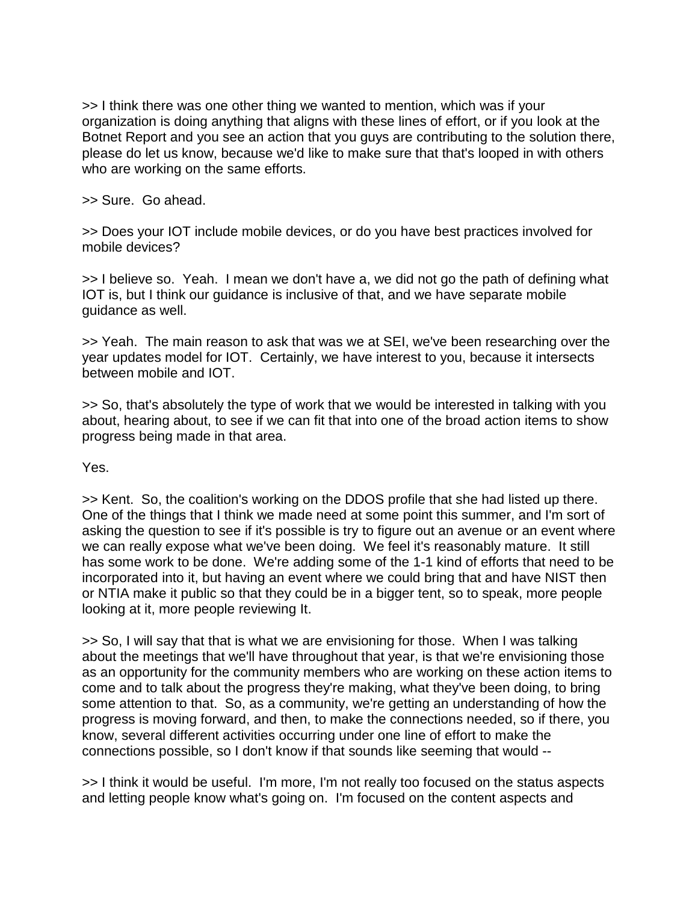>> I think there was one other thing we wanted to mention, which was if your organization is doing anything that aligns with these lines of effort, or if you look at the Botnet Report and you see an action that you guys are contributing to the solution there, please do let us know, because we'd like to make sure that that's looped in with others who are working on the same efforts.

>> Sure. Go ahead.

>> Does your IOT include mobile devices, or do you have best practices involved for mobile devices?

>> I believe so. Yeah. I mean we don't have a, we did not go the path of defining what IOT is, but I think our guidance is inclusive of that, and we have separate mobile guidance as well.

>> Yeah. The main reason to ask that was we at SEI, we've been researching over the year updates model for IOT. Certainly, we have interest to you, because it intersects between mobile and IOT.

>> So, that's absolutely the type of work that we would be interested in talking with you about, hearing about, to see if we can fit that into one of the broad action items to show progress being made in that area.

Yes.

>> Kent. So, the coalition's working on the DDOS profile that she had listed up there. One of the things that I think we made need at some point this summer, and I'm sort of asking the question to see if it's possible is try to figure out an avenue or an event where we can really expose what we've been doing. We feel it's reasonably mature. It still has some work to be done. We're adding some of the 1-1 kind of efforts that need to be incorporated into it, but having an event where we could bring that and have NIST then or NTIA make it public so that they could be in a bigger tent, so to speak, more people looking at it, more people reviewing It.

>> So, I will say that that is what we are envisioning for those. When I was talking about the meetings that we'll have throughout that year, is that we're envisioning those as an opportunity for the community members who are working on these action items to come and to talk about the progress they're making, what they've been doing, to bring some attention to that. So, as a community, we're getting an understanding of how the progress is moving forward, and then, to make the connections needed, so if there, you know, several different activities occurring under one line of effort to make the connections possible, so I don't know if that sounds like seeming that would --

>> I think it would be useful. I'm more, I'm not really too focused on the status aspects and letting people know what's going on. I'm focused on the content aspects and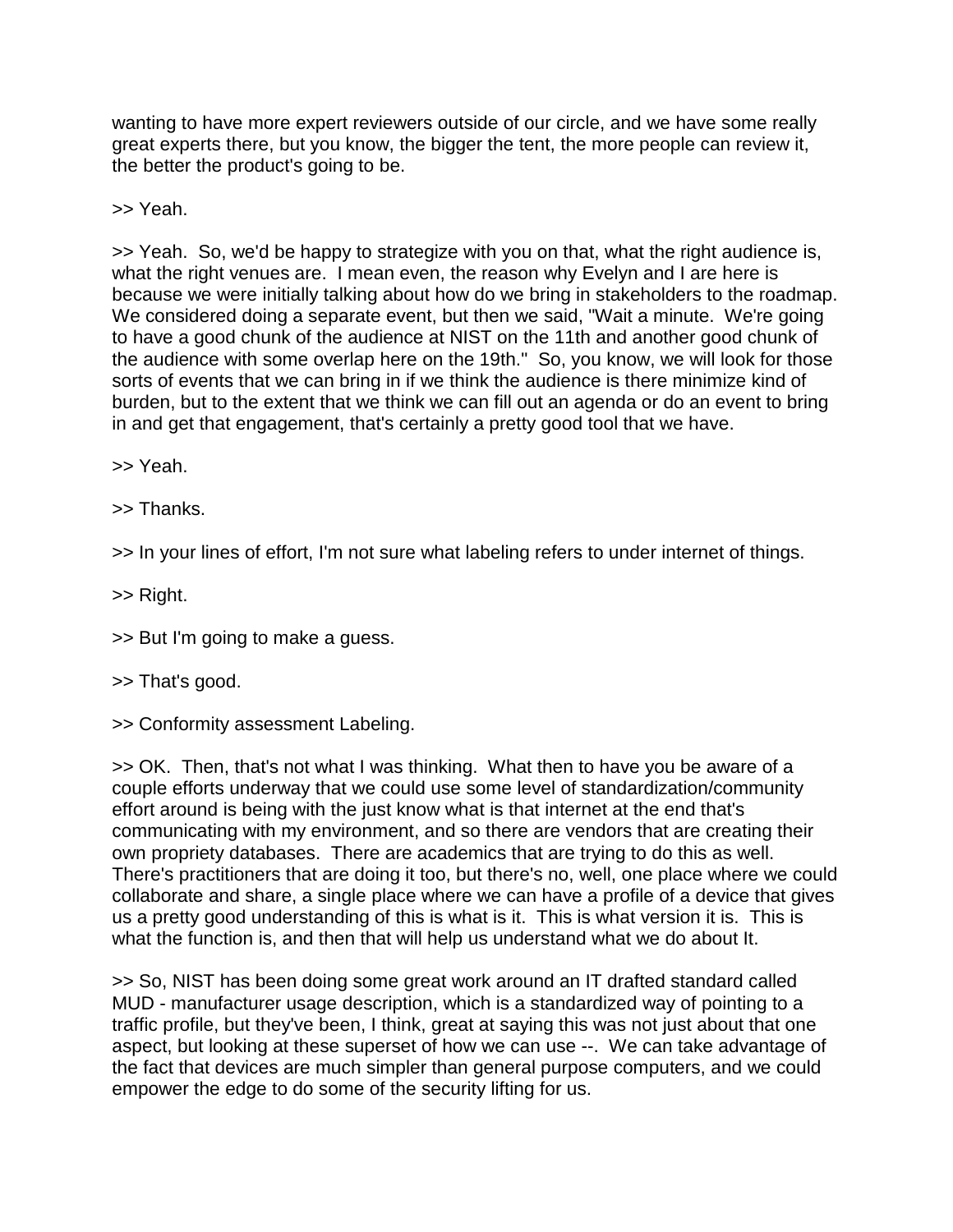wanting to have more expert reviewers outside of our circle, and we have some really great experts there, but you know, the bigger the tent, the more people can review it, the better the product's going to be.

>> Yeah.

>> Yeah. So, we'd be happy to strategize with you on that, what the right audience is, what the right venues are. I mean even, the reason why Evelyn and I are here is because we were initially talking about how do we bring in stakeholders to the roadmap. We considered doing a separate event, but then we said, "Wait a minute. We're going to have a good chunk of the audience at NIST on the 11th and another good chunk of the audience with some overlap here on the 19th." So, you know, we will look for those sorts of events that we can bring in if we think the audience is there minimize kind of burden, but to the extent that we think we can fill out an agenda or do an event to bring in and get that engagement, that's certainly a pretty good tool that we have.

>> Yeah.

>> Thanks.

>> In your lines of effort, I'm not sure what labeling refers to under internet of things.

>> Right.

>> But I'm going to make a guess.

>> That's good.

>> Conformity assessment Labeling.

>> OK. Then, that's not what I was thinking. What then to have you be aware of a couple efforts underway that we could use some level of standardization/community effort around is being with the just know what is that internet at the end that's communicating with my environment, and so there are vendors that are creating their own propriety databases. There are academics that are trying to do this as well. There's practitioners that are doing it too, but there's no, well, one place where we could collaborate and share, a single place where we can have a profile of a device that gives us a pretty good understanding of this is what is it. This is what version it is. This is what the function is, and then that will help us understand what we do about It.

>> So, NIST has been doing some great work around an IT drafted standard called MUD - manufacturer usage description, which is a standardized way of pointing to a traffic profile, but they've been, I think, great at saying this was not just about that one aspect, but looking at these superset of how we can use --. We can take advantage of the fact that devices are much simpler than general purpose computers, and we could empower the edge to do some of the security lifting for us.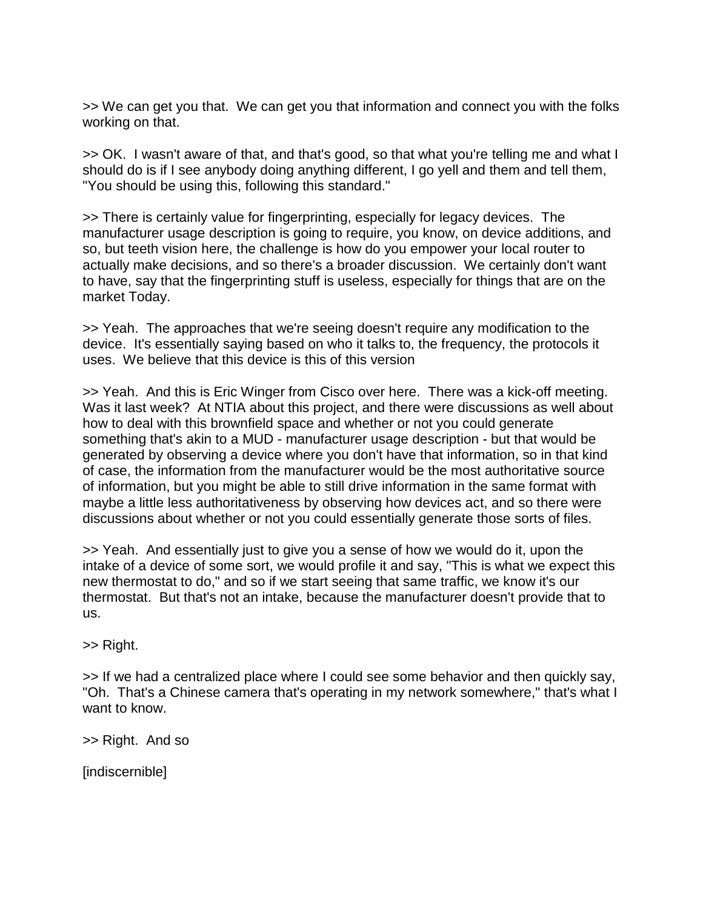>> We can get you that.  We can get you that information and connect you with the folks working on that.

>> OK.  I wasn't aware of that, and that's good, so that what you're telling me and what I should do is if I see anybody doing anything different, I go yell and them and tell them, "You should be using this, following this standard."

>> There is certainly value for fingerprinting, especially for legacy devices.  The manufacturer usage description is going to require, you know, on device additions, and so, but teeth vision here, the challenge is how do you empower your local router to actually make decisions, and so there's a broader discussion.  We certainly don't want to have, say that the fingerprinting stuff is useless, especially for things that are on the market Today.

>> Yeah.  The approaches that we're seeing doesn't require any modification to the device.  It's essentially saying based on who it talks to, the frequency, the protocols it uses.  We believe that this device is this of this version

>> Yeah.  And this is Eric Winger from Cisco over here.  There was a kick-off meeting.  Was it last week?  At NTIA about this project, and there were discussions as well about how to deal with this brownfield space and whether or not you could generate something that's akin to a MUD - manufacturer usage description - but that would be generated by observing a device where you don't have that information, so in that kind of case, the information from the manufacturer would be the most authoritative source of information, but you might be able to still drive information in the same format with maybe a little less authoritativeness by observing how devices act, and so there were discussions about whether or not you could essentially generate those sorts of files.

>> Yeah.  And essentially just to give you a sense of how we would do it, upon the intake of a device of some sort, we would profile it and say, "This is what we expect this new thermostat to do," and so if we start seeing that same traffic, we know it's our thermostat.  But that's not an intake, because the manufacturer doesn't provide that to us.

>> Right.

>> If we had a centralized place where I could see some behavior and then quickly say, "Oh.  That's a Chinese camera that's operating in my network somewhere," that's what I want to know.

>> Right.  And so

[indiscernible]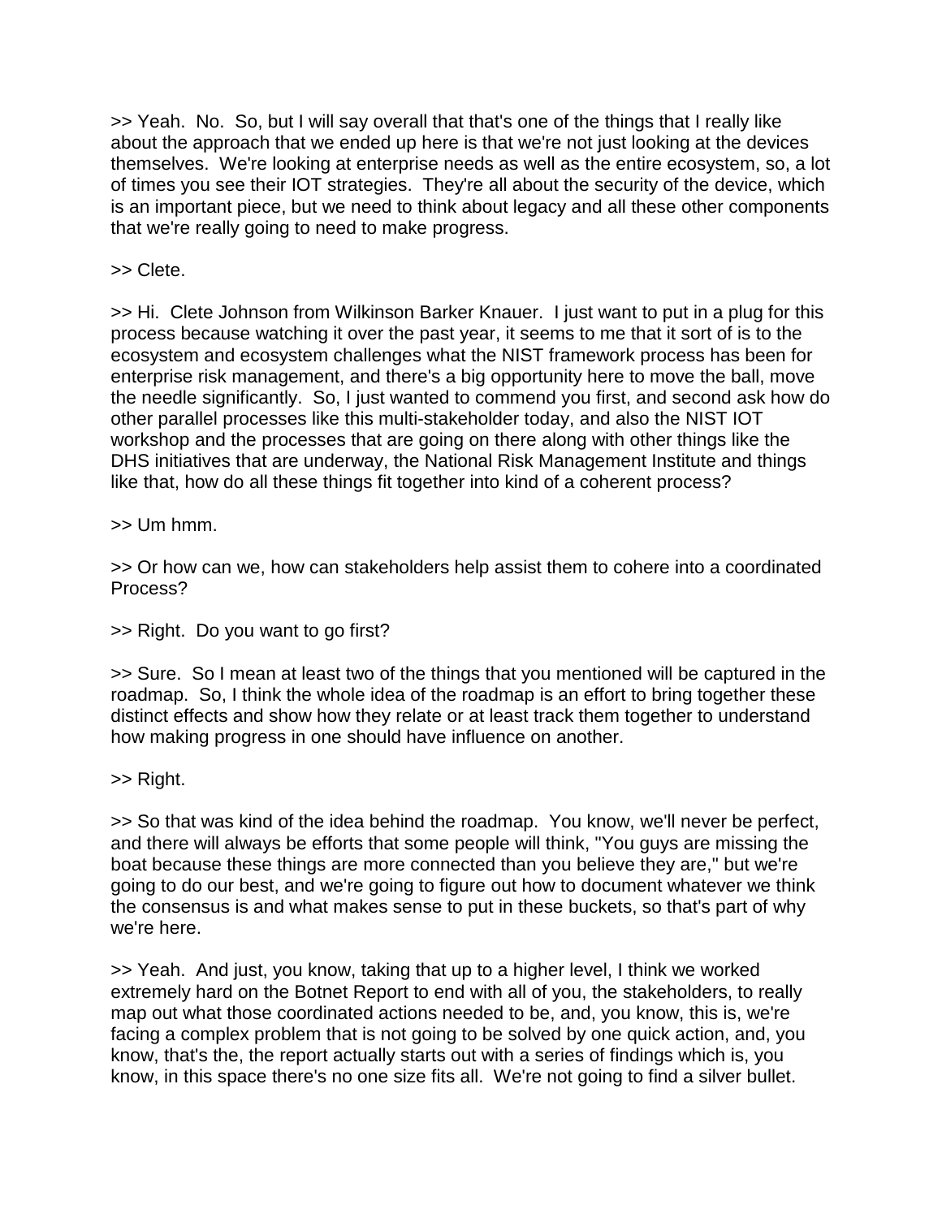>> Yeah.  No.  So, but I will say overall that that's one of the things that I really like about the approach that we ended up here is that we're not just looking at the devices themselves.  We're looking at enterprise needs as well as the entire ecosystem, so, a lot of times you see their IOT strategies.  They're all about the security of the device, which is an important piece, but we need to think about legacy and all these other components that we're really going to need to make progress.

>> Clete.

>> Hi.  Clete Johnson from Wilkinson Barker Knauer.  I just want to put in a plug for this process because watching it over the past year, it seems to me that it sort of is to the ecosystem and ecosystem challenges what the NIST framework process has been for enterprise risk management, and there's a big opportunity here to move the ball, move the needle significantly.  So, I just wanted to commend you first, and second ask how do other parallel processes like this multi-stakeholder today, and also the NIST IOT workshop and the processes that are going on there along with other things like the DHS initiatives that are underway, the National Risk Management Institute and things like that, how do all these things fit together into kind of a coherent process?

>> Um hmm.

>> Or how can we, how can stakeholders help assist them to cohere into a coordinated Process?

>> Right.  Do you want to go first?

>> Sure.  So I mean at least two of the things that you mentioned will be captured in the roadmap.  So, I think the whole idea of the roadmap is an effort to bring together these distinct effects and show how they relate or at least track them together to understand how making progress in one should have influence on another.

>> Right.

>> So that was kind of the idea behind the roadmap.  You know, we'll never be perfect, and there will always be efforts that some people will think, "You guys are missing the boat because these things are more connected than you believe they are," but we're going to do our best, and we're going to figure out how to document whatever we think the consensus is and what makes sense to put in these buckets, so that's part of why we're here.

>> Yeah.  And just, you know, taking that up to a higher level, I think we worked extremely hard on the Botnet Report to end with all of you, the stakeholders, to really map out what those coordinated actions needed to be, and, you know, this is, we're facing a complex problem that is not going to be solved by one quick action, and, you know, that's the, the report actually starts out with a series of findings which is, you know, in this space there's no one size fits all.  We're not going to find a silver bullet.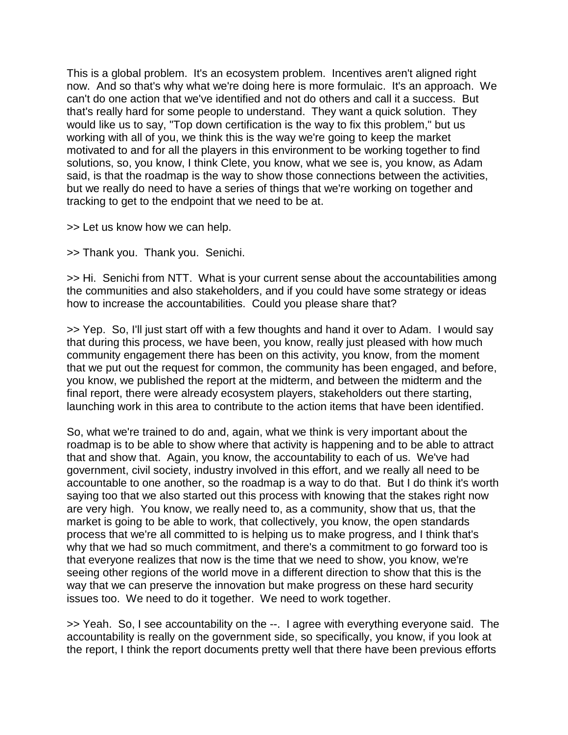This is a global problem. It's an ecosystem problem. Incentives aren't aligned right now. And so that's why what we're doing here is more formulaic. It's an approach. We can't do one action that we've identified and not do others and call it a success. But that's really hard for some people to understand. They want a quick solution. They would like us to say, "Top down certification is the way to fix this problem," but us working with all of you, we think this is the way we're going to keep the market motivated to and for all the players in this environment to be working together to find solutions, so, you know, I think Clete, you know, what we see is, you know, as Adam said, is that the roadmap is the way to show those connections between the activities, but we really do need to have a series of things that we're working on together and tracking to get to the endpoint that we need to be at.

>> Let us know how we can help.

>> Thank you. Thank you. Senichi.

>> Hi. Senichi from NTT. What is your current sense about the accountabilities among the communities and also stakeholders, and if you could have some strategy or ideas how to increase the accountabilities. Could you please share that?

>> Yep. So, I'll just start off with a few thoughts and hand it over to Adam. I would say that during this process, we have been, you know, really just pleased with how much community engagement there has been on this activity, you know, from the moment that we put out the request for common, the community has been engaged, and before, you know, we published the report at the midterm, and between the midterm and the final report, there were already ecosystem players, stakeholders out there starting, launching work in this area to contribute to the action items that have been identified.

So, what we're trained to do and, again, what we think is very important about the roadmap is to be able to show where that activity is happening and to be able to attract that and show that. Again, you know, the accountability to each of us. We've had government, civil society, industry involved in this effort, and we really all need to be accountable to one another, so the roadmap is a way to do that. But I do think it's worth saying too that we also started out this process with knowing that the stakes right now are very high. You know, we really need to, as a community, show that us, that the market is going to be able to work, that collectively, you know, the open standards process that we're all committed to is helping us to make progress, and I think that's why that we had so much commitment, and there's a commitment to go forward too is that everyone realizes that now is the time that we need to show, you know, we're seeing other regions of the world move in a different direction to show that this is the way that we can preserve the innovation but make progress on these hard security issues too. We need to do it together. We need to work together.

>> Yeah. So, I see accountability on the --. I agree with everything everyone said. The accountability is really on the government side, so specifically, you know, if you look at the report, I think the report documents pretty well that there have been previous efforts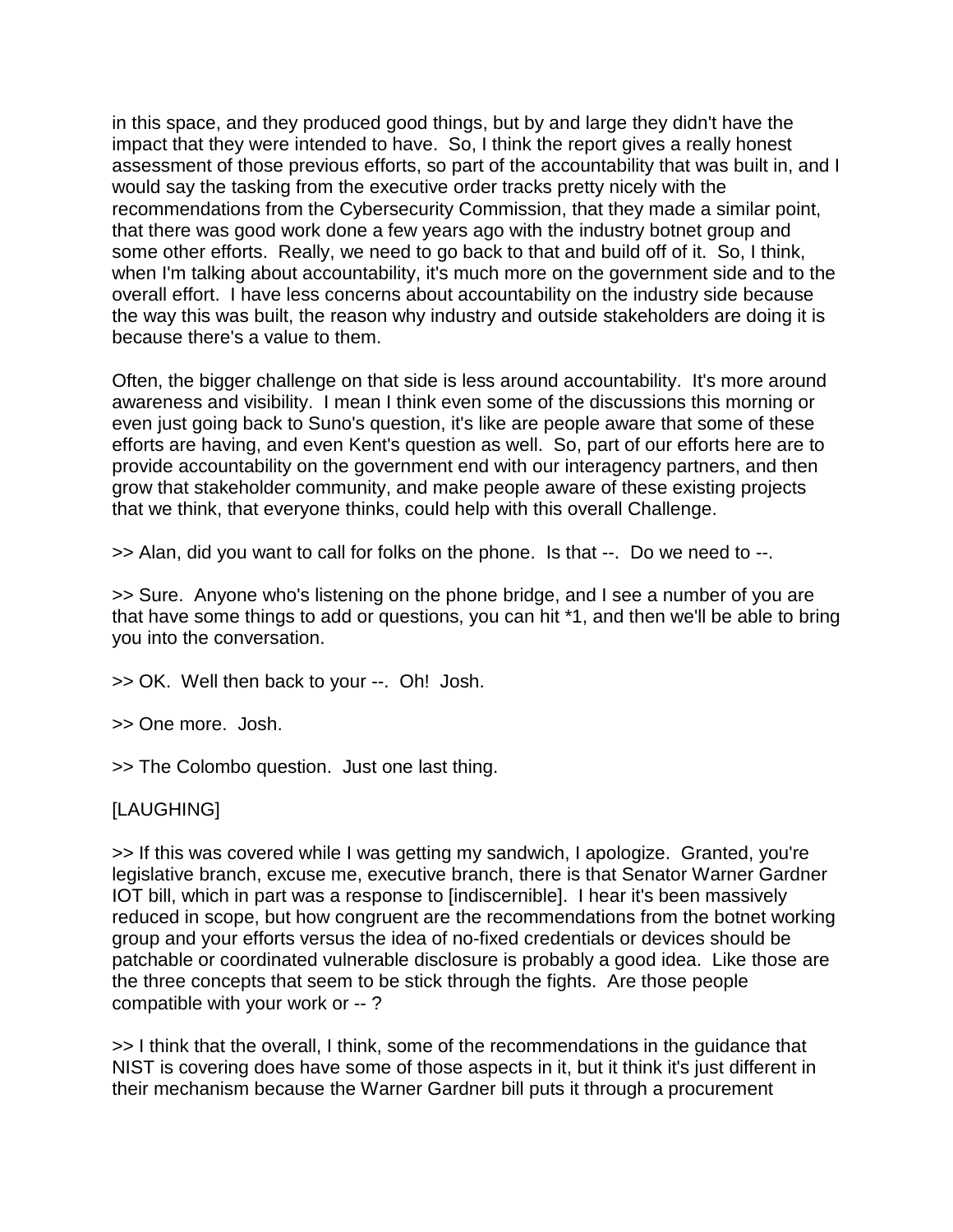in this space, and they produced good things, but by and large they didn't have the impact that they were intended to have. So, I think the report gives a really honest assessment of those previous efforts, so part of the accountability that was built in, and I would say the tasking from the executive order tracks pretty nicely with the recommendations from the Cybersecurity Commission, that they made a similar point, that there was good work done a few years ago with the industry botnet group and some other efforts. Really, we need to go back to that and build off of it. So, I think, when I'm talking about accountability, it's much more on the government side and to the overall effort. I have less concerns about accountability on the industry side because the way this was built, the reason why industry and outside stakeholders are doing it is because there's a value to them.

Often, the bigger challenge on that side is less around accountability. It's more around awareness and visibility. I mean I think even some of the discussions this morning or even just going back to Suno's question, it's like are people aware that some of these efforts are having, and even Kent's question as well. So, part of our efforts here are to provide accountability on the government end with our interagency partners, and then grow that stakeholder community, and make people aware of these existing projects that we think, that everyone thinks, could help with this overall Challenge.

>> Alan, did you want to call for folks on the phone. Is that --. Do we need to --.

>> Sure. Anyone who's listening on the phone bridge, and I see a number of you are that have some things to add or questions, you can hit *1, and then we'll be able to bring you into the conversation.

>> OK. Well then back to your --. Oh! Josh.

>> One more. Josh.

>> The Colombo question. Just one last thing.

[LAUGHING]

>> If this was covered while I was getting my sandwich, I apologize. Granted, you're legislative branch, excuse me, executive branch, there is that Senator Warner Gardner IOT bill, which in part was a response to [indiscernible]. I hear it's been massively reduced in scope, but how congruent are the recommendations from the botnet working group and your efforts versus the idea of no-fixed credentials or devices should be patchable or coordinated vulnerable disclosure is probably a good idea. Like those are the three concepts that seem to be stick through the fights. Are those people compatible with your work or -- ?

>> I think that the overall, I think, some of the recommendations in the guidance that NIST is covering does have some of those aspects in it, but it think it's just different in their mechanism because the Warner Gardner bill puts it through a procurement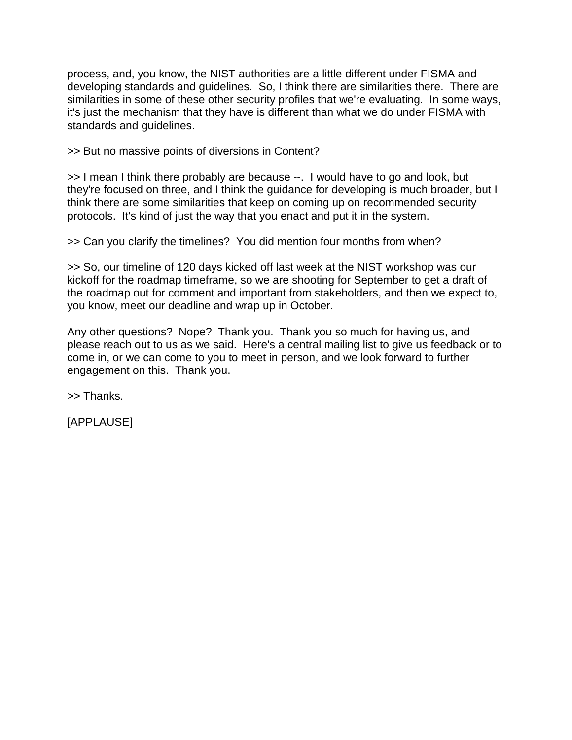process, and, you know, the NIST authorities are a little different under FISMA and developing standards and guidelines. So, I think there are similarities there. There are similarities in some of these other security profiles that we're evaluating. In some ways, it's just the mechanism that they have is different than what we do under FISMA with standards and guidelines.

>> But no massive points of diversions in Content?

>> I mean I think there probably are because --. I would have to go and look, but they're focused on three, and I think the guidance for developing is much broader, but I think there are some similarities that keep on coming up on recommended security protocols. It's kind of just the way that you enact and put it in the system.

>> Can you clarify the timelines? You did mention four months from when?

>> So, our timeline of 120 days kicked off last week at the NIST workshop was our kickoff for the roadmap timeframe, so we are shooting for September to get a draft of the roadmap out for comment and important from stakeholders, and then we expect to, you know, meet our deadline and wrap up in October.

Any other questions? Nope? Thank you. Thank you so much for having us, and please reach out to us as we said. Here's a central mailing list to give us feedback or to come in, or we can come to you to meet in person, and we look forward to further engagement on this. Thank you.

>> Thanks.

[APPLAUSE]